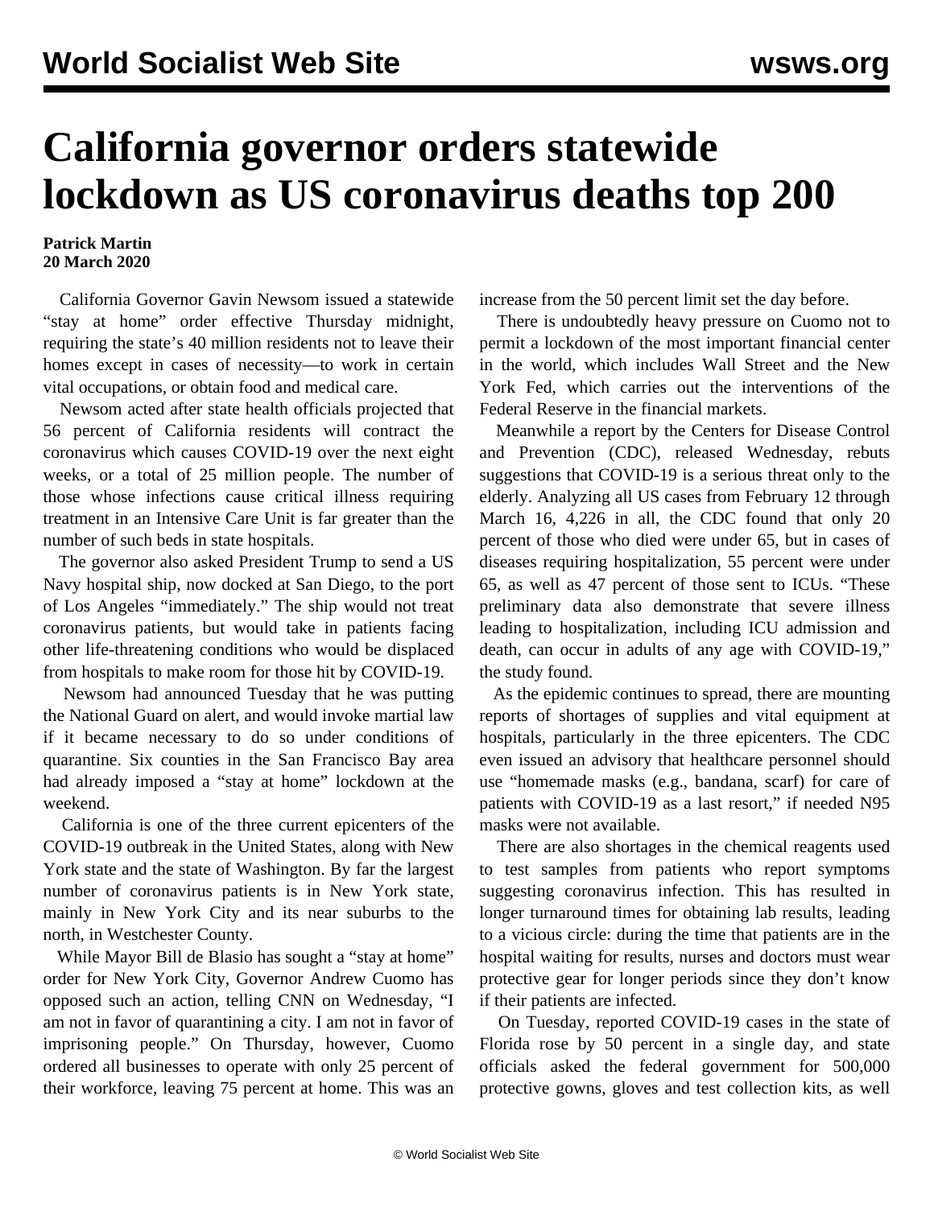# California governor orders statewide lockdown as US coronavirus deaths top 200

**Patrick Martin**
**20 March 2020**

California Governor Gavin Newsom issued a statewide "stay at home" order effective Thursday midnight, requiring the state's 40 million residents not to leave their homes except in cases of necessity—to work in certain vital occupations, or obtain food and medical care.

Newsom acted after state health officials projected that 56 percent of California residents will contract the coronavirus which causes COVID-19 over the next eight weeks, or a total of 25 million people. The number of those whose infections cause critical illness requiring treatment in an Intensive Care Unit is far greater than the number of such beds in state hospitals.

The governor also asked President Trump to send a US Navy hospital ship, now docked at San Diego, to the port of Los Angeles "immediately." The ship would not treat coronavirus patients, but would take in patients facing other life-threatening conditions who would be displaced from hospitals to make room for those hit by COVID-19.

Newsom had announced Tuesday that he was putting the National Guard on alert, and would invoke martial law if it became necessary to do so under conditions of quarantine. Six counties in the San Francisco Bay area had already imposed a "stay at home" lockdown at the weekend.

California is one of the three current epicenters of the COVID-19 outbreak in the United States, along with New York state and the state of Washington. By far the largest number of coronavirus patients is in New York state, mainly in New York City and its near suburbs to the north, in Westchester County.

While Mayor Bill de Blasio has sought a "stay at home" order for New York City, Governor Andrew Cuomo has opposed such an action, telling CNN on Wednesday, "I am not in favor of quarantining a city. I am not in favor of imprisoning people." On Thursday, however, Cuomo ordered all businesses to operate with only 25 percent of their workforce, leaving 75 percent at home. This was an increase from the 50 percent limit set the day before.

There is undoubtedly heavy pressure on Cuomo not to permit a lockdown of the most important financial center in the world, which includes Wall Street and the New York Fed, which carries out the interventions of the Federal Reserve in the financial markets.

Meanwhile a report by the Centers for Disease Control and Prevention (CDC), released Wednesday, rebuts suggestions that COVID-19 is a serious threat only to the elderly. Analyzing all US cases from February 12 through March 16, 4,226 in all, the CDC found that only 20 percent of those who died were under 65, but in cases of diseases requiring hospitalization, 55 percent were under 65, as well as 47 percent of those sent to ICUs. "These preliminary data also demonstrate that severe illness leading to hospitalization, including ICU admission and death, can occur in adults of any age with COVID-19," the study found.

As the epidemic continues to spread, there are mounting reports of shortages of supplies and vital equipment at hospitals, particularly in the three epicenters. The CDC even issued an advisory that healthcare personnel should use "homemade masks (e.g., bandana, scarf) for care of patients with COVID-19 as a last resort," if needed N95 masks were not available.

There are also shortages in the chemical reagents used to test samples from patients who report symptoms suggesting coronavirus infection. This has resulted in longer turnaround times for obtaining lab results, leading to a vicious circle: during the time that patients are in the hospital waiting for results, nurses and doctors must wear protective gear for longer periods since they don't know if their patients are infected.

On Tuesday, reported COVID-19 cases in the state of Florida rose by 50 percent in a single day, and state officials asked the federal government for 500,000 protective gowns, gloves and test collection kits, as well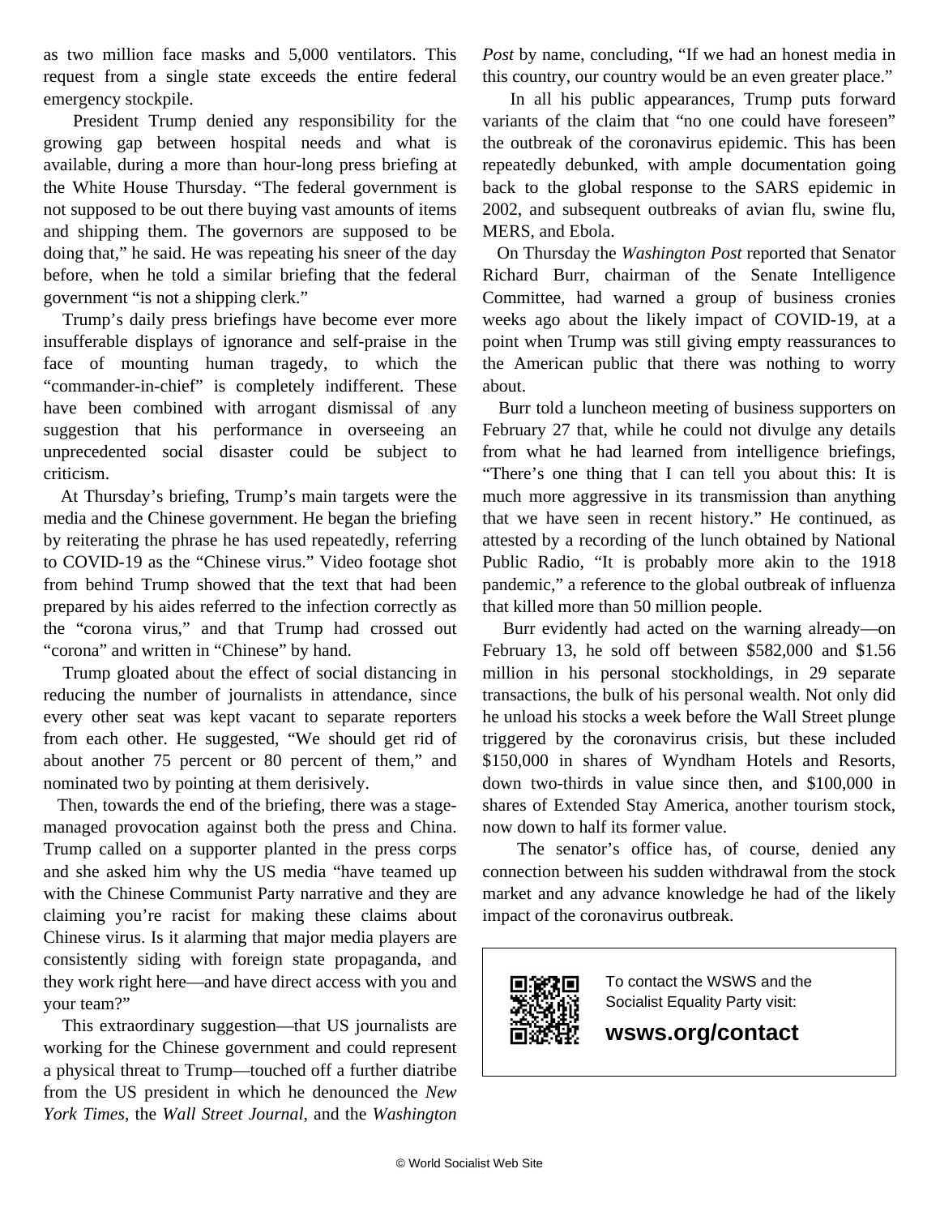as two million face masks and 5,000 ventilators. This request from a single state exceeds the entire federal emergency stockpile.

President Trump denied any responsibility for the growing gap between hospital needs and what is available, during a more than hour-long press briefing at the White House Thursday. "The federal government is not supposed to be out there buying vast amounts of items and shipping them. The governors are supposed to be doing that," he said. He was repeating his sneer of the day before, when he told a similar briefing that the federal government "is not a shipping clerk."

Trump's daily press briefings have become ever more insufferable displays of ignorance and self-praise in the face of mounting human tragedy, to which the "commander-in-chief" is completely indifferent. These have been combined with arrogant dismissal of any suggestion that his performance in overseeing an unprecedented social disaster could be subject to criticism.

At Thursday's briefing, Trump's main targets were the media and the Chinese government. He began the briefing by reiterating the phrase he has used repeatedly, referring to COVID-19 as the "Chinese virus." Video footage shot from behind Trump showed that the text that had been prepared by his aides referred to the infection correctly as the "corona virus," and that Trump had crossed out "corona" and written in "Chinese" by hand.

Trump gloated about the effect of social distancing in reducing the number of journalists in attendance, since every other seat was kept vacant to separate reporters from each other. He suggested, "We should get rid of about another 75 percent or 80 percent of them," and nominated two by pointing at them derisively.

Then, towards the end of the briefing, there was a stage-managed provocation against both the press and China. Trump called on a supporter planted in the press corps and she asked him why the US media "have teamed up with the Chinese Communist Party narrative and they are claiming you're racist for making these claims about Chinese virus. Is it alarming that major media players are consistently siding with foreign state propaganda, and they work right here—and have direct access with you and your team?"

This extraordinary suggestion—that US journalists are working for the Chinese government and could represent a physical threat to Trump—touched off a further diatribe from the US president in which he denounced the *New York Times*, the *Wall Street Journal*, and the *Washington Post* by name, concluding, "If we had an honest media in this country, our country would be an even greater place."

In all his public appearances, Trump puts forward variants of the claim that "no one could have foreseen" the outbreak of the coronavirus epidemic. This has been repeatedly debunked, with ample documentation going back to the global response to the SARS epidemic in 2002, and subsequent outbreaks of avian flu, swine flu, MERS, and Ebola.

On Thursday the *Washington Post* reported that Senator Richard Burr, chairman of the Senate Intelligence Committee, had warned a group of business cronies weeks ago about the likely impact of COVID-19, at a point when Trump was still giving empty reassurances to the American public that there was nothing to worry about.

Burr told a luncheon meeting of business supporters on February 27 that, while he could not divulge any details from what he had learned from intelligence briefings, "There's one thing that I can tell you about this: It is much more aggressive in its transmission than anything that we have seen in recent history." He continued, as attested by a recording of the lunch obtained by National Public Radio, "It is probably more akin to the 1918 pandemic," a reference to the global outbreak of influenza that killed more than 50 million people.

Burr evidently had acted on the warning already—on February 13, he sold off between $582,000 and $1.56 million in his personal stockholdings, in 29 separate transactions, the bulk of his personal wealth. Not only did he unload his stocks a week before the Wall Street plunge triggered by the coronavirus crisis, but these included $150,000 in shares of Wyndham Hotels and Resorts, down two-thirds in value since then, and $100,000 in shares of Extended Stay America, another tourism stock, now down to half its former value.

The senator's office has, of course, denied any connection between his sudden withdrawal from the stock market and any advance knowledge he had of the likely impact of the coronavirus outbreak.

To contact the WSWS and the Socialist Equality Party visit:

**wsws.org/contact**